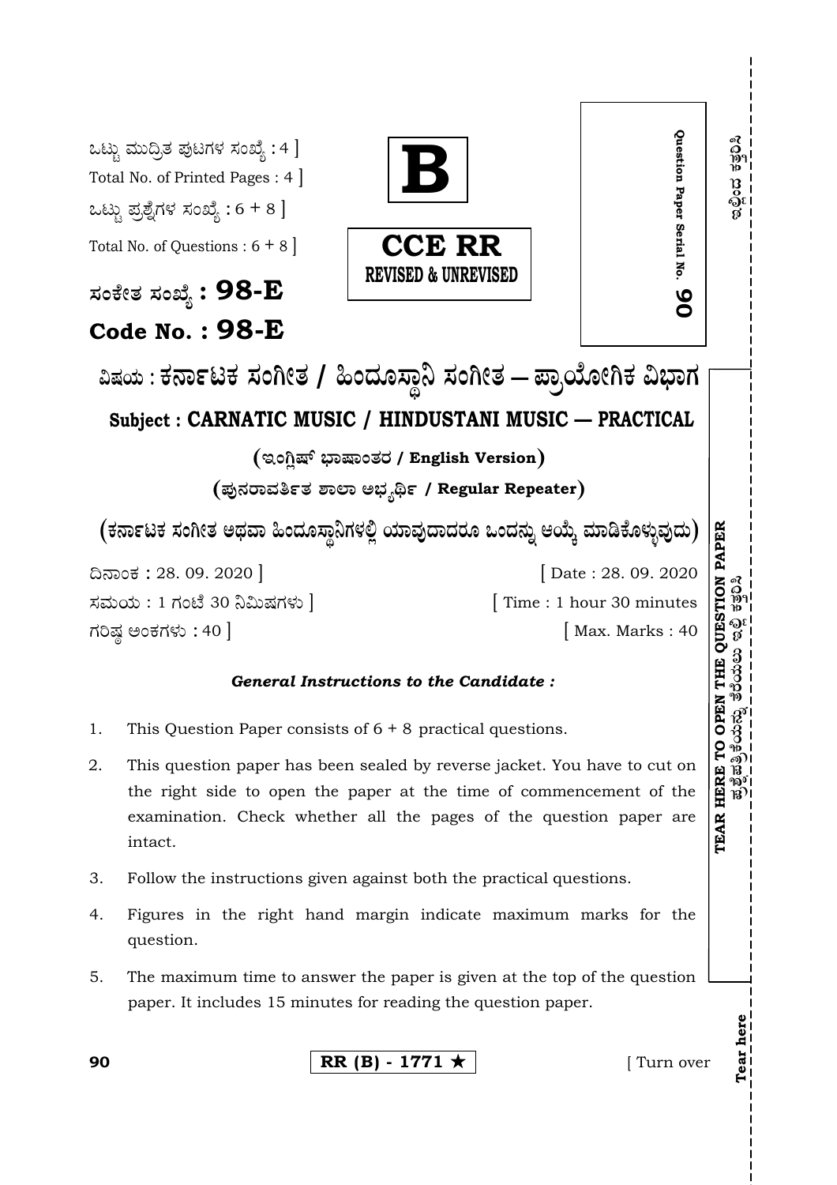ಒಟ್ಟು ಮುದ್ರಿತ ಪುಟಗಳ ಸಂಖ್ಯೆ : 4 ]
Total No. of Printed Pages : 4 ]
ಒಟ್ಟು ಪ್ರಶ್ನೆಗಳ ಸಂಖ್ಯೆ : 6 + 8 ]
Total No. of Questions : 6 + 8 ]

**B**

**CCE RR**
**REVISED & UNREVISED**

Question Paper Serial No. **90**

**ಸಂಕೇತ ಸಂಖ್ಯೆ : 98-E**
**Code No. : 98-E**

# ವಿಷಯ : ಕರ್ನಾಟಕ ಸಂಗೀತ / ಹಿಂದೂಸ್ಥಾನಿ ಸಂಗೀತ — ಪ್ರಾಯೋಗಿಕ ವಿಭಾಗ

## Subject : CARNATIC MUSIC / HINDUSTANI MUSIC — PRACTICAL

**( ಇಂಗ್ಲಿಷ್ ಭಾಷಾಂತರ / English Version )**

**( ಪುನರಾವರ್ತಿತ ಶಾಲಾ ಅಭ್ಯರ್ಥಿ / Regular Repeater )**

**( ಕರ್ನಾಟಕ ಸಂಗೀತ ಅಥವಾ ಹಿಂದೂಸ್ಥಾನಿಗಳಲ್ಲಿ ಯಾವುದಾದರೂ ಒಂದನ್ನು ಆಯ್ಕೆ ಮಾಡಿಕೊಳ್ಳುವುದು )**

ದಿನಾಂಕ : 28. 09. 2020 ] [ Date : 28. 09. 2020
ಸಮಯ : 1 ಗಂಟೆ 30 ನಿಮಿಷಗಳು ] [ Time : 1 hour 30 minutes
ಗರಿಷ್ಠ ಅಂಕಗಳು : 40 ] [ Max. Marks : 40

***General Instructions to the Candidate :***

1. This Question Paper consists of 6 + 8 practical questions.
2. This question paper has been sealed by reverse jacket. You have to cut on the right side to open the paper at the time of commencement of the examination. Check whether all the pages of the question paper are intact.
3. Follow the instructions given against both the practical questions.
4. Figures in the right hand margin indicate maximum marks for the question.
5. The maximum time to answer the paper is given at the top of the question paper. It includes 15 minutes for reading the question paper.

RR (B) - 1771 ★ [ Turn over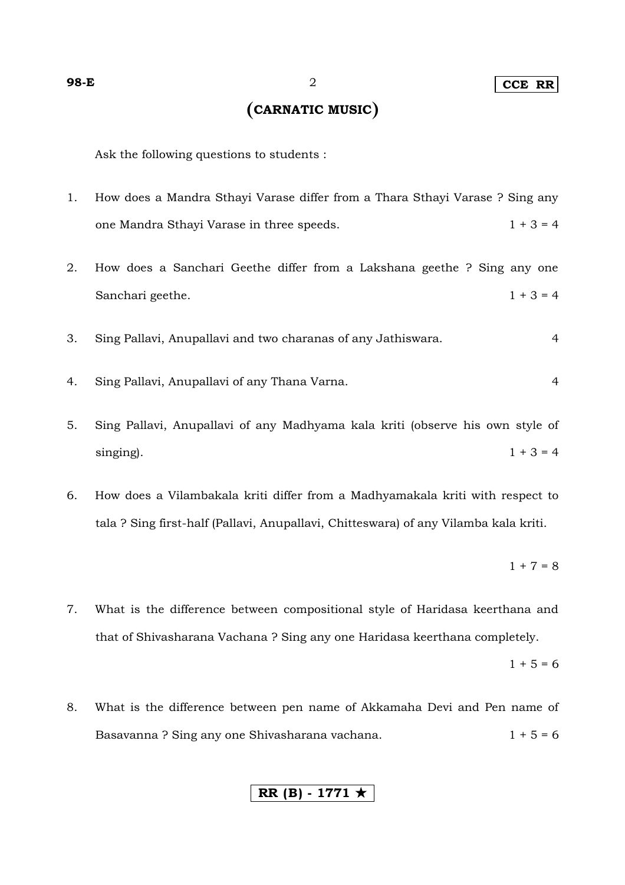## (CARNATIC MUSIC)

Ask the following questions to students :

1. How does a Mandra Sthayi Varase differ from a Thara Sthayi Varase ? Sing any one Mandra Sthayi Varase in three speeds. 1 + 3 = 4

2. How does a Sanchari Geethe differ from a Lakshana geethe ? Sing any one Sanchari geethe. 1 + 3 = 4

3. Sing Pallavi, Anupallavi and two charanas of any Jathiswara. 4

4. Sing Pallavi, Anupallavi of any Thana Varna. 4

5. Sing Pallavi, Anupallavi of any Madhyama kala kriti (observe his own style of singing). 1 + 3 = 4

6. How does a Vilambakala kriti differ from a Madhyamakala kriti with respect to tala ? Sing first-half (Pallavi, Anupallavi, Chitteswara) of any Vilamba kala kriti.

   1 + 7 = 8

7. What is the difference between compositional style of Haridasa keerthana and that of Shivasharana Vachana ? Sing any one Haridasa keerthana completely.

   1 + 5 = 6

8. What is the difference between pen name of Akkamaha Devi and Pen name of Basavanna ? Sing any one Shivasharana vachana. 1 + 5 = 6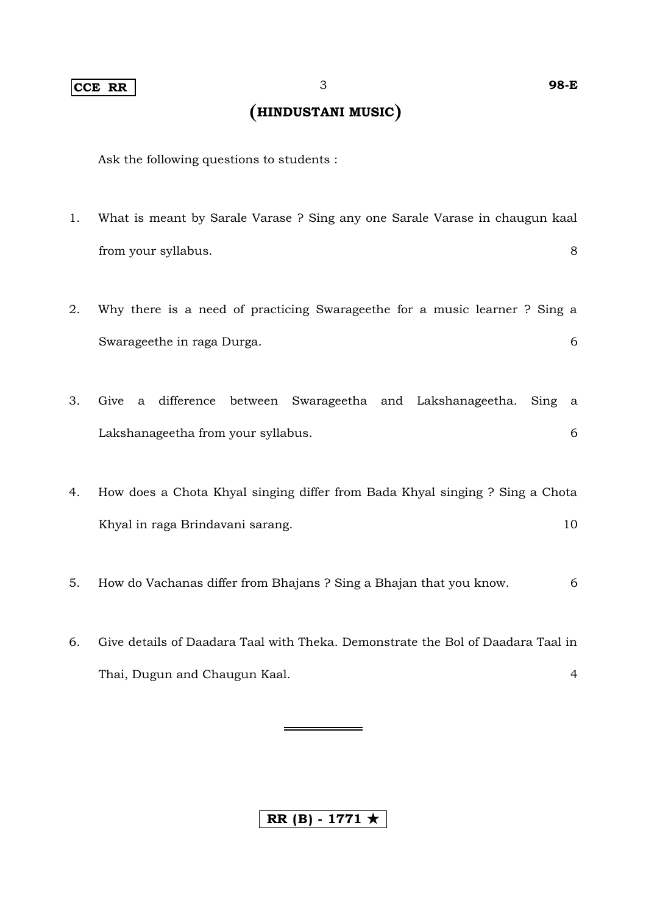# (HINDUSTANI MUSIC)

Ask the following questions to students :

1. What is meant by Sarale Varase ? Sing any one Sarale Varase in chaugun kaal from your syllabus. 8

2. Why there is a need of practicing Swarageethe for a music learner ? Sing a Swarageethe in raga Durga. 6

3. Give a difference between Swarageetha and Lakshanageetha. Sing a Lakshanageetha from your syllabus. 6

4. How does a Chota Khyal singing differ from Bada Khyal singing ? Sing a Chota Khyal in raga Brindavani sarang. 10

5. How do Vachanas differ from Bhajans ? Sing a Bhajan that you know. 6

6. Give details of Daadara Taal with Theka. Demonstrate the Bol of Daadara Taal in Thai, Dugun and Chaugun Kaal. 4